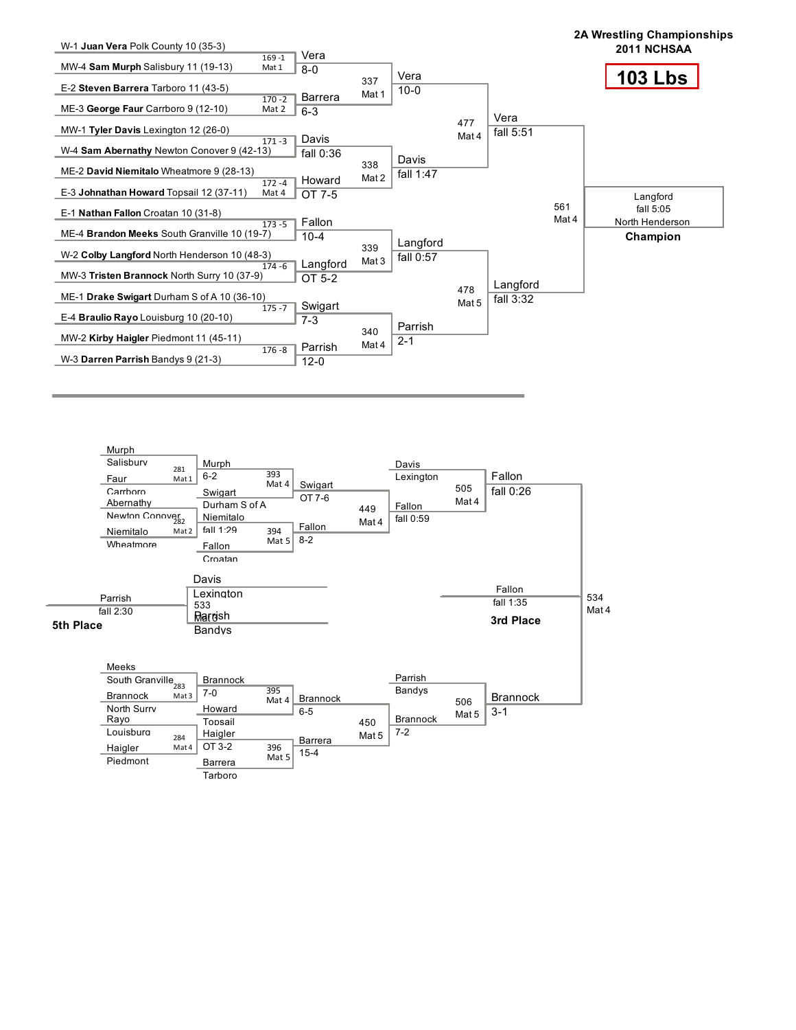# 2A Wrestling Championships 2011 NCHSAA

## 103 Lbs

### Championship Bracket

**First Round**

| Bout | Mat | Wrestler 1 | Wrestler 2 | Winner | Result |
|---|---|---|---|---|---|
| 169 -1 | Mat 1 | W-1 **Juan Vera** Polk County 10 (35-3) | MW-4 **Sam Murph** Salisbury 11 (19-13) | Vera | 8-0 |
| 170 -2 | Mat 2 | E-2 **Steven Barrera** Tarboro 11 (43-5) | ME-3 **George Faur** Carrboro 9 (12-10) | Barrera | 6-3 |
| 171 -3 | Mat 3 | MW-1 **Tyler Davis** Lexington 12 (26-0) | W-4 **Sam Abernathy** Newton Conover 9 (42-13) | Davis | fall 0:36 |
| 172 -4 | Mat 4 | ME-2 **David Niemitalo** Wheatmore 9 (28-13) | E-3 **Johnathan Howard** Topsail 12 (37-11) | Howard | OT 7-5 |
| 173 -5 | Mat 5 | E-1 **Nathan Fallon** Croatan 10 (31-8) | ME-4 **Brandon Meeks** South Granville 10 (19-7) | Fallon | 10-4 |
| 174 -6 | Mat 6 | W-2 **Colby Langford** North Henderson 10 (48-3) | MW-3 **Tristen Brannock** North Surry 10 (37-9) | Langford | OT 5-2 |
| 175 -7 | Mat 7 | ME-1 **Drake Swigart** Durham S of A 10 (36-10) | E-4 **Braulio Rayo** Louisburg 10 (20-10) | Swigart | 7-3 |
| 176 -8 | Mat 8 | MW-2 **Kirby Haigler** Piedmont 11 (45-11) | W-3 **Darren Parrish** Bandys 9 (21-3) | Parrish | 12-0 |

**Quarterfinals**

| Bout | Mat | Winner | Result |
|---|---|---|---|
| 337 | Mat 1 | Vera | 10-0 |
| 338 | Mat 2 | Davis | fall 1:47 |
| 339 | Mat 3 | Langford | fall 0:57 |
| 340 | Mat 4 | Parrish | 2-1 |

**Semifinals**

| Bout | Mat | Winner | Result |
|---|---|---|---|
| 477 | Mat 4 | Vera | fall 5:51 |
| 478 | Mat 5 | Langford | fall 3:32 |

**Final**

| Bout | Mat | Winner | Result |
|---|---|---|---|
| 561 | Mat 4 | Langford (North Henderson) | fall 5:05 |

**Champion:** Langford, North Henderson — fall 5:05

### Consolation Bracket

**Consolation Round 1**

| Bout | Mat | Wrestler 1 | Wrestler 2 | Winner | Result |
|---|---|---|---|---|---|
| 281 | Mat 1 | Murph, Salisbury | Faur, Carrboro | Murph | 6-2 |
| 282 | Mat 2 | Abernathy, Newton Conover | Niemitalo, Wheatmore | Niemitalo | fall 1:29 |
| 283 | Mat 3 | Meeks, South Granville | Brannock, North Surry | Brannock | 7-0 |
| 284 | Mat 4 | Rayo, Louisburg | Haigler, Piedmont | Haigler | OT 3-2 |

**Consolation Round 2**

| Bout | Mat | Wrestler 1 | Wrestler 2 | Winner | Result |
|---|---|---|---|---|---|
| 393 | Mat 4 | Murph | Swigart, Durham S of A | Swigart | OT 7-6 |
| 394 | Mat 5 | Niemitalo | Fallon, Croatan | Fallon | 8-2 |
| 395 | Mat 4 | Brannock | Howard, Topsail | Brannock | 6-5 |
| 396 | Mat 5 | Haigler | Barrera, Tarboro | Barrera | 15-4 |

**Consolation Round 3**

| Bout | Mat | Wrestler 1 | Wrestler 2 | Winner | Result |
|---|---|---|---|---|---|
| 449 | Mat 4 | Swigart | Fallon | Fallon | fall 0:59 |
| 450 | Mat 5 | Brannock | Barrera | Brannock | 7-2 |

**Consolation Semifinals**

| Bout | Mat | Wrestler 1 | Wrestler 2 | Winner | Result |
|---|---|---|---|---|---|
| 505 | Mat 4 | Davis, Lexington | Fallon | Fallon | fall 0:26 |
| 506 | Mat 5 | Parrish, Bandys | Brannock | Brannock | 3-1 |

**3rd Place**

| Bout | Mat | Wrestler 1 | Wrestler 2 | Winner | Result |
|---|---|---|---|---|---|
| 534 | Mat 4 | Fallon | Brannock | Fallon | fall 1:35 |

**5th Place**

| Bout | Mat | Wrestler 1 | Wrestler 2 | Winner | Result |
|---|---|---|---|---|---|
| 533 | Mat 3 | Davis, Lexington | Parrish, Bandys | Parrish | fall 2:30 |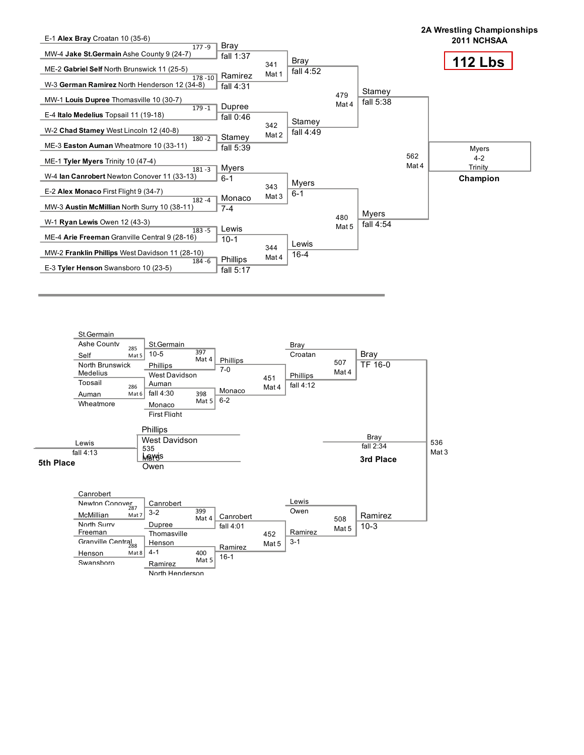# 2A Wrestling Championships
## 2011 NCHSAA

**112 Lbs**

## Championship Bracket

### First Round

| Bout | Wrestler 1 | Wrestler 2 | Winner | Result |
|---|---|---|---|---|
| 177 - 9 | E-1 **Alex Bray** Croatan 10 (35-6) | MW-4 **Jake St.Germain** Ashe County 9 (24-7) | Bray | fall 1:37 |
| 178 - 10 | ME-2 **Gabriel Self** North Brunswick 11 (25-5) | W-3 **German Ramirez** North Henderson 12 (34-8) | Ramirez | fall 4:31 |
| 179 - 1 | MW-1 **Louis Dupree** Thomasville 10 (30-7) | E-4 **Italo Medelius** Topsail 11 (19-18) | Dupree | fall 0:46 |
| 180 - 2 | W-2 **Chad Stamey** West Lincoln 12 (40-8) | ME-3 **Easton Auman** Wheatmore 10 (33-11) | Stamey | fall 5:39 |
| 181 - 3 | ME-1 **Tyler Myers** Trinity 10 (47-4) | W-4 **Ian Canrobert** Newton Conover 11 (33-13) | Myers | 6-1 |
| 182 - 4 | E-2 **Alex Monaco** First Flight 9 (34-7) | MW-3 **Austin McMillian** North Surry 10 (38-11) | Monaco | 7-4 |
| 183 - 5 | W-1 **Ryan Lewis** Owen 12 (43-3) | ME-4 **Arie Freeman** Granville Central 9 (28-16) | Lewis | 10-1 |
| 184 - 6 | MW-2 **Franklin Phillips** West Davidson 11 (28-10) | E-3 **Tyler Henson** Swansboro 10 (23-5) | Phillips | fall 5:17 |

### Quarterfinals

| Bout | Mat | Winner | Result |
|---|---|---|---|
| 341 | Mat 1 | Bray | fall 4:52 |
| 342 | Mat 2 | Stamey | fall 4:49 |
| 343 | Mat 3 | Myers | 6-1 |
| 344 | Mat 4 | Lewis | 16-4 |

### Semifinals

| Bout | Mat | Winner | Result |
|---|---|---|---|
| 479 | Mat 4 | Stamey | fall 5:38 |
| 480 | Mat 5 | Myers | fall 4:54 |

### Final

| Bout | Mat | Winner | Result |
|---|---|---|---|
| 562 | Mat 4 | Myers, Trinity | 4-2 |

**Champion: Myers, Trinity**

## Consolation Bracket

| Bout | Mat | Wrestlers | Winner | Result |
|---|---|---|---|---|
| 285 | Mat 5 | St.Germain (Ashe County) vs. Self (North Brunswick) | St.Germain | 10-5 |
| 286 | Mat 6 | Medelius (Topsail) vs. Auman (Wheatmore) | Auman | fall 4:30 |
| 397 | Mat 4 | St.Germain vs. Phillips (West Davidson) | Phillips | 7-0 |
| 398 | Mat 5 | Auman vs. Monaco (First Flight) | Monaco | 6-2 |
| 451 | Mat 4 | Phillips vs. Monaco | Phillips | fall 4:12 |
| 507 | Mat 4 | Bray (Croatan) vs. Phillips | Bray | TF 16-0 |
| 287 | Mat 7 | Canrobert (Newton Conover) vs. McMillian (North Surry) | Canrobert | 3-2 |
| 288 | Mat 8 | Freeman (Granville Central) vs. Henson (Swansboro) | Henson | 4-1 |
| 399 | Mat 4 | Canrobert vs. Dupree (Thomasville) | Canrobert | fall 4:01 |
| 400 | Mat 5 | Henson vs. Ramirez (North Henderson) | Ramirez | 16-1 |
| 452 | Mat 5 | Canrobert vs. Ramirez | Ramirez | 3-1 |
| 508 | Mat 5 | Lewis (Owen) vs. Ramirez | Ramirez | 10-3 |

### 3rd Place

| Bout | Mat | Wrestlers | Winner | Result |
|---|---|---|---|---|
| 536 | Mat 3 | Bray vs. Ramirez | Bray | fall 2:34 |

**3rd Place: Bray**

### 5th Place

| Bout | Mat | Wrestlers | Winner | Result |
|---|---|---|---|---|
| 535 | Mat 5 | Phillips (West Davidson) vs. Lewis (Owen) | Lewis | fall 4:13 |

**5th Place: Lewis**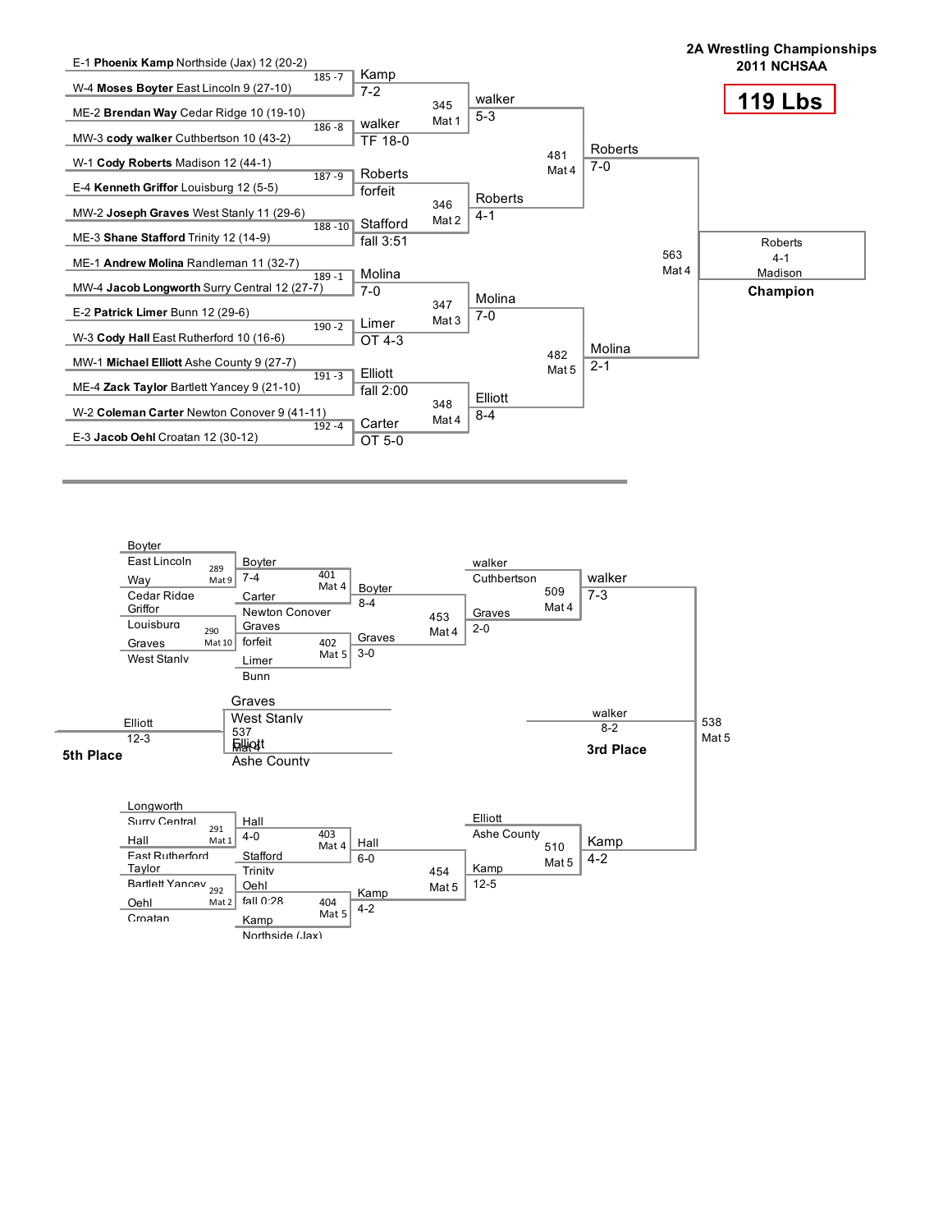# 2A Wrestling Championships
## 2011 NCHSAA

## 119 Lbs

### Championship Bracket

**First Round**

| Bout | Wrestler 1 | Wrestler 2 | Winner | Result |
|---|---|---|---|---|
| 185 - 7 | E-1 **Phoenix Kamp** Northside (Jax) 12 (20-2) | W-4 **Moses Boyter** East Lincoln 9 (27-10) | Kamp | 7-2 |
| 186 - 8 | ME-2 **Brendan Way** Cedar Ridge 10 (19-10) | MW-3 **cody walker** Cuthbertson 10 (43-2) | walker | TF 18-0 |
| 187 - 9 | W-1 **Cody Roberts** Madison 12 (44-1) | E-4 **Kenneth Griffor** Louisburg 12 (5-5) | Roberts | forfeit |
| 188 - 10 | MW-2 **Joseph Graves** West Stanly 11 (29-6) | ME-3 **Shane Stafford** Trinity 12 (14-9) | Stafford | fall 3:51 |
| 189 - 1 | ME-1 **Andrew Molina** Randleman 11 (32-7) | MW-4 **Jacob Longworth** Surry Central 12 (27-7) | Molina | 7-0 |
| 190 - 2 | E-2 **Patrick Limer** Bunn 12 (29-6) | W-3 **Cody Hall** East Rutherford 10 (16-6) | Limer | OT 4-3 |
| 191 - 3 | MW-1 **Michael Elliott** Ashe County 9 (27-7) | ME-4 **Zack Taylor** Bartlett Yancey 9 (21-10) | Elliott | fall 2:00 |
| 192 - 4 | W-2 **Coleman Carter** Newton Conover 9 (41-11) | E-3 **Jacob Oehl** Croatan 12 (30-12) | Carter | OT 5-0 |

**Quarterfinals**

| Bout | Winner | Result |
|---|---|---|
| 345 Mat 1 | walker | 5-3 |
| 346 Mat 2 | Roberts | 4-1 |
| 347 Mat 3 | Molina | 7-0 |
| 348 Mat 4 | Elliott | 8-4 |

**Semifinals**

| Bout | Winner | Result |
|---|---|---|
| 481 Mat 4 | Roberts | 7-0 |
| 482 Mat 5 | Molina | 2-1 |

**Final**

| Bout | Winner | Result |
|---|---|---|
| 563 Mat 4 | Roberts (Madison) | 4-1 |

**Champion:** Roberts, Madison

### Consolation Bracket

| Bout | Wrestlers | Winner | Result |
|---|---|---|---|
| 289 Mat 9 | Boyter (East Lincoln) vs Way (Cedar Ridge) | Boyter | |
| 290 Mat 10 | Griffor (Louisburg) vs Graves (West Stanly) | Graves | |
| 401 Mat 4 | Boyter vs Carter (Newton Conover) | Boyter | 7-4 |
| 402 Mat 5 | Graves vs Limer (Bunn) | Graves | forfeit |
| 453 Mat 4 | Boyter vs Graves | Graves | 3-0 |
| 509 Mat 4 | walker (Cuthbertson) vs Graves | walker | 2-0 |
| 291 Mat 1 | Longworth (Surry Central) vs Hall (East Rutherford) | Hall | |
| 292 Mat 2 | Taylor (Bartlett Yancey) vs Oehl (Croatan) | Oehl | |
| 403 Mat 4 | Hall vs Stafford (Trinity) | Hall | 4-0 |
| 404 Mat 5 | Oehl vs Kamp (Northside (Jax)) | Kamp | fall 0:28 |
| 454 Mat 5 | Hall vs Kamp | Kamp | 4-2 |
| 510 Mat 5 | Elliott (Ashe County) vs Kamp | Kamp | 12-5 |
| 537 Mat 4 | Graves (West Stanly) vs Elliott (Ashe County) | Elliott | 12-3 |
| 538 Mat 5 | walker vs Kamp | walker | 8-2 |

Bout 453 also shows score 8-4; bout 509 score 7-3; bout 454 score 6-0; bout 510 score 4-2.

**5th Place:** Elliott 12-3

**3rd Place:** walker 8-2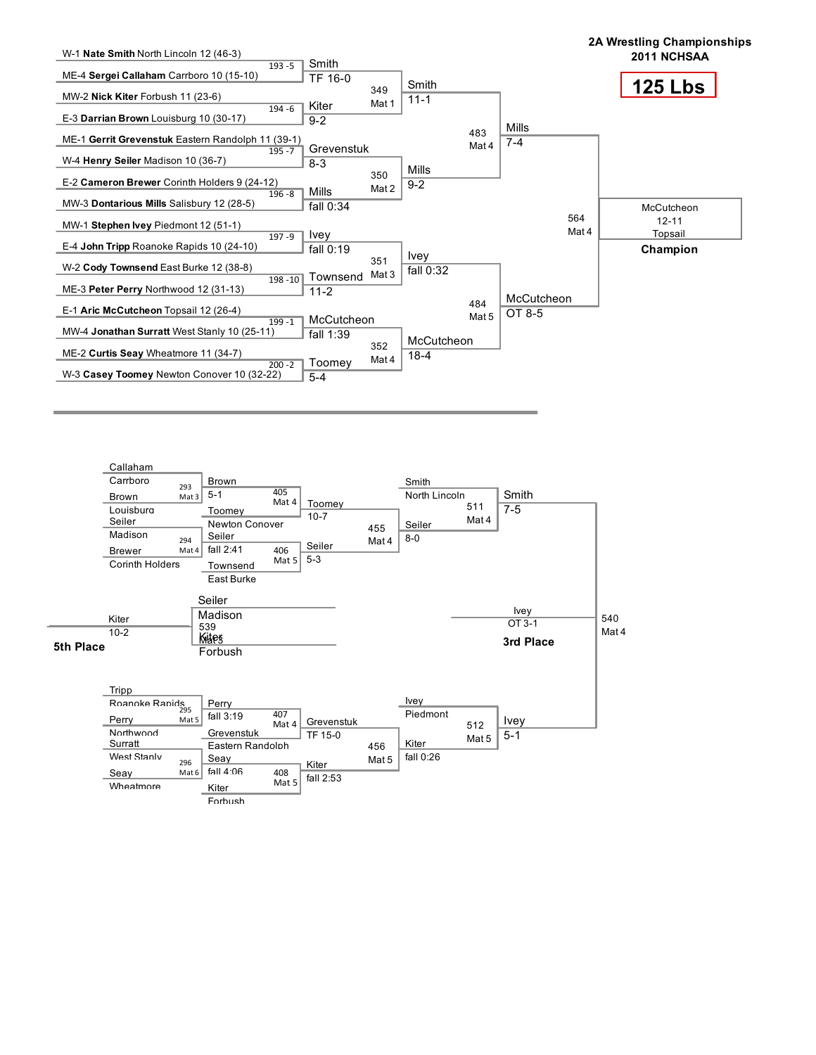# 2A Wrestling Championships
## 2011 NCHSAA
## 125 Lbs

### Championship Bracket

**First Round**

| Bout | Wrestler 1 | Wrestler 2 | Winner | Result |
|---|---|---|---|---|
| 193 -5 | W-1 **Nate Smith** North Lincoln 12 (46-3) | ME-4 **Sergei Callaham** Carrboro 10 (15-10) | Smith | TF 16-0 |
| 194 -6 | MW-2 **Nick Kiter** Forbush 11 (23-6) | E-3 **Darrian Brown** Louisburg 10 (30-17) | Kiter | 9-2 |
| 195 -7 | ME-1 **Gerrit Grevenstuk** Eastern Randolph 11 (39-1) | W-4 **Henry Seiler** Madison 10 (36-7) | Grevenstuk | 8-3 |
| 196 -8 | E-2 **Cameron Brewer** Corinth Holders 9 (24-12) | MW-3 **Dontarious Mills** Salisbury 12 (28-5) | Mills | fall 0:34 |
| 197 -9 | MW-1 **Stephen Ivey** Piedmont 12 (51-1) | E-4 **John Tripp** Roanoke Rapids 10 (24-10) | Ivey | fall 0:19 |
| 198 -10 | W-2 **Cody Townsend** East Burke 12 (38-8) | ME-3 **Peter Perry** Northwood 12 (31-13) | Townsend | 11-2 |
| 199 -1 | E-1 **Aric McCutcheon** Topsail 12 (26-4) | MW-4 **Jonathan Surratt** West Stanly 10 (25-11) | McCutcheon | fall 1:39 |
| 200 -2 | ME-2 **Curtis Seay** Wheatmore 11 (34-7) | W-3 **Casey Toomey** Newton Conover 10 (32-22) | Toomey | 5-4 |

**Quarterfinals**

| Bout | Mat | Winner | Result |
|---|---|---|---|
| 349 | Mat 1 | Smith | 11-1 |
| 350 | Mat 2 | Mills | 9-2 |
| 351 | Mat 3 | Ivey | fall 0:32 |
| 352 | Mat 4 | McCutcheon | 18-4 |

**Semifinals**

| Bout | Mat | Winner | Result |
|---|---|---|---|
| 483 | Mat 4 | Mills | 7-4 |
| 484 | Mat 5 | McCutcheon | OT 8-5 |

**Final**

| Bout | Mat | Winner | Result |
|---|---|---|---|
| 564 | Mat 4 | McCutcheon Topsail | 12-11 |

**Champion:** McCutcheon, Topsail

### Consolation Bracket

| Bout | Mat | Wrestler 1 | Wrestler 2 | Winner | Result |
|---|---|---|---|---|---|
| 293 | Mat 3 | Callaham Carrboro | Brown Louisburg | Brown | 5-1 |
| 294 | Mat 4 | Seiler Madison | Brewer Corinth Holders | Seiler | fall 2:41 |
| 295 | Mat 5 | Tripp Roanoke Rapids | Perry Northwood | Perry | fall 3:19 |
| 296 | Mat 6 | Surratt West Stanly | Seay Wheatmore | Seay | fall 4:06 |
| 405 | Mat 4 | Brown | Toomey Newton Conover | Toomey | 10-7 |
| 406 | Mat 5 | Seiler | Townsend East Burke | Seiler | 5-3 |
| 407 | Mat 4 | Perry | Grevenstuk Eastern Randolph | Grevenstuk | TF 15-0 |
| 408 | Mat 5 | Seay | Kiter Forbush | Kiter | fall 2:53 |
| 455 | Mat 4 | Toomey | Seiler | Seiler | 8-0 |
| 456 | Mat 5 | Grevenstuk | Kiter | Kiter | fall 0:26 |
| 511 | Mat 4 | Smith North Lincoln | Seiler | Smith | 7-5 |
| 512 | Mat 5 | Ivey Piedmont | Kiter | Ivey | 5-1 |
| 540 | Mat 4 | Smith | Ivey | Ivey | OT 3-1 |
| 539 | Mat 3 | Seiler Madison | Kiter Forbush | Kiter | 10-2 |

**3rd Place:** Ivey (OT 3-1)

**5th Place:** Kiter (10-2)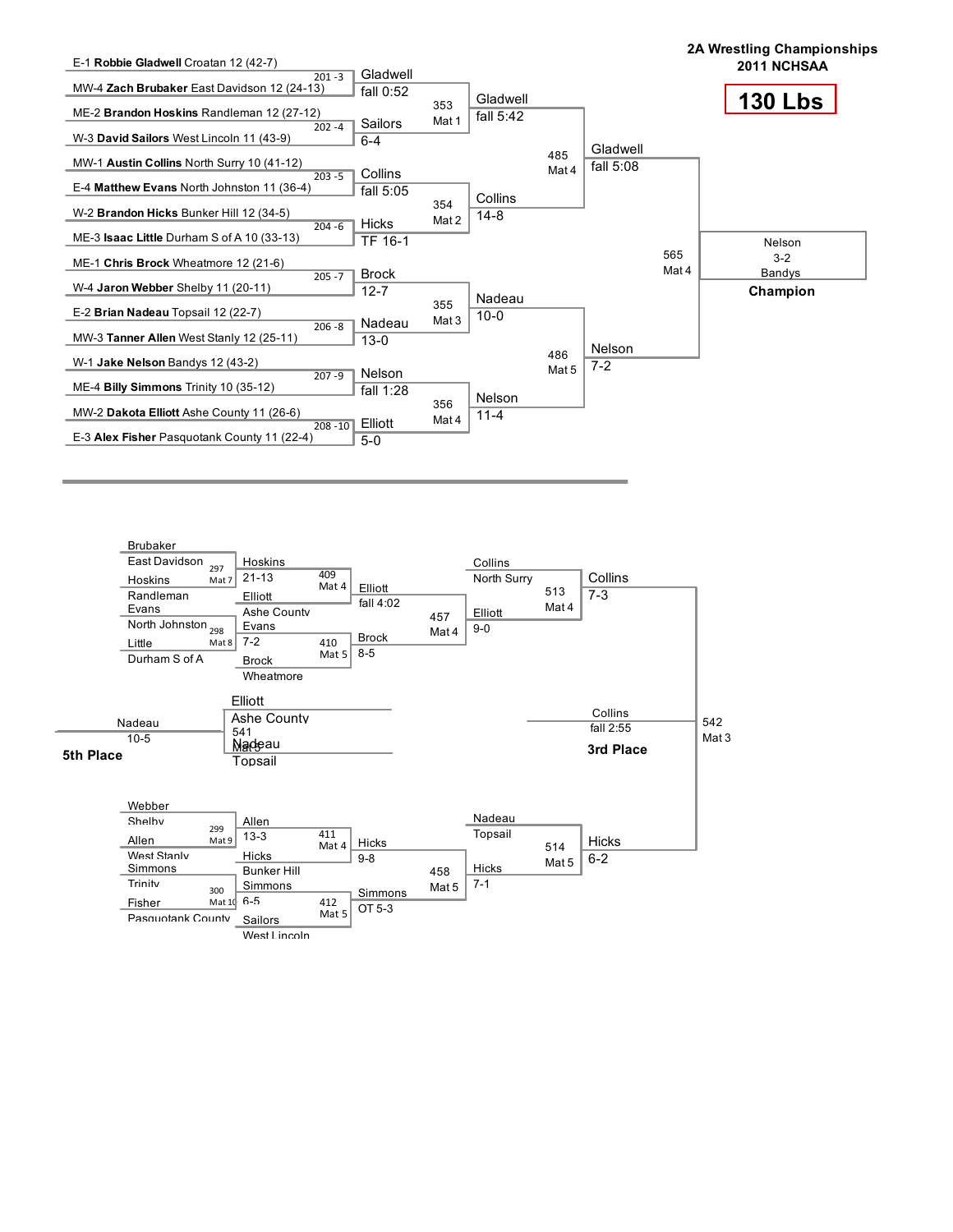# 2A Wrestling Championships
## 2011 NCHSAA

## 130 Lbs

### Championship Bracket

**First Round**

| Bout | Wrestler 1 | Wrestler 2 | Winner | Result |
|---|---|---|---|---|
| 201 - 3 | E-1 **Robbie Gladwell** Croatan 12 (42-7) | MW-4 **Zach Brubaker** East Davidson 12 (24-13) | Gladwell | fall 0:52 |
| 202 - 4 | ME-2 **Brandon Hoskins** Randleman 12 (27-12) | W-3 **David Sailors** West Lincoln 11 (43-9) | Sailors | 6-4 |
| 203 - 5 | MW-1 **Austin Collins** North Surry 10 (41-12) | E-4 **Matthew Evans** North Johnston 11 (36-4) | Collins | fall 5:05 |
| 204 - 6 | W-2 **Brandon Hicks** Bunker Hill 12 (34-5) | ME-3 **Isaac Little** Durham S of A 10 (33-13) | Hicks | TF 16-1 |
| 205 - 7 | ME-1 **Chris Brock** Wheatmore 12 (21-6) | W-4 **Jaron Webber** Shelby 11 (20-11) | Brock | 12-7 |
| 206 - 8 | E-2 **Brian Nadeau** Topsail 12 (22-7) | MW-3 **Tanner Allen** West Stanly 12 (25-11) | Nadeau | 13-0 |
| 207 - 9 | W-1 **Jake Nelson** Bandys 12 (43-2) | ME-4 **Billy Simmons** Trinity 10 (35-12) | Nelson | fall 1:28 |
| 208 - 10 | MW-2 **Dakota Elliott** Ashe County 11 (26-6) | E-3 **Alex Fisher** Pasquotank County 11 (22-4) | Elliott | 5-0 |

**Quarterfinals**

| Bout | Mat | Winner | Result |
|---|---|---|---|
| 353 | Mat 1 | Gladwell | fall 5:42 |
| 354 | Mat 2 | Collins | 14-8 |
| 355 | Mat 3 | Nadeau | 10-0 |
| 356 | Mat 4 | Nelson | 11-4 |

**Semifinals**

| Bout | Mat | Winner | Result |
|---|---|---|---|
| 485 | Mat 4 | Gladwell | fall 5:08 |
| 486 | Mat 5 | Nelson | 7-2 |

**Final**

| Bout | Mat | Winner | Result |
|---|---|---|---|
| 565 | Mat 4 | Nelson, Bandys | 3-2 |

**Champion:** Nelson, Bandys

### Consolation Bracket

**Consolation First Round**

| Bout | Mat | Wrestler 1 | Wrestler 2 | Winner | Result |
|---|---|---|---|---|---|
| 297 | Mat 7 | Brubaker, East Davidson | Hoskins, Randleman | Hoskins | 21-13 |
| 298 | Mat 8 | Evans, North Johnston | Little, Durham S of A | Evans | 7-2 |
| 299 | Mat 9 | Webber, Shelby | Allen, West Stanly | Allen | 13-3 |
| 300 | Mat 10 | Simmons, Trinity | Fisher, Pasquotank County | Simmons | 6-5 |

**Consolation Second Round**

| Bout | Mat | Wrestler 1 | Wrestler 2 | Winner | Result |
|---|---|---|---|---|---|
| 409 | Mat 4 | Hoskins | Elliott, Ashe County | Elliott | fall 4:02 |
| 410 | Mat 5 | Evans | Brock, Wheatmore | Brock | 8-5 |
| 411 | Mat 4 | Allen | Hicks, Bunker Hill | Hicks | 9-8 |
| 412 | Mat 5 | Simmons | Sailors, West Lincoln | Simmons | OT 5-3 |

**Consolation Quarterfinals**

| Bout | Mat | Winner | Result |
|---|---|---|---|
| 457 | Mat 4 | Elliott | 9-0 |
| 458 | Mat 5 | Hicks | 7-1 |

**Consolation Semifinals**

| Bout | Mat | Wrestler 1 | Wrestler 2 | Winner | Result |
|---|---|---|---|---|---|
| 513 | Mat 4 | Collins, North Surry | Elliott | Collins | 7-3 |
| 514 | Mat 5 | Nadeau, Topsail | Hicks | Hicks | 6-2 |

**3rd Place**

| Bout | Mat | Wrestler 1 | Wrestler 2 | Winner | Result |
|---|---|---|---|---|---|
| 542 | Mat 3 | Collins | Hicks | Collins | fall 2:55 |

**5th Place**

| Bout | Mat | Wrestler 1 | Wrestler 2 | Winner | Result |
|---|---|---|---|---|---|
| 541 | Mat 5 | Elliott, Ashe County | Nadeau, Topsail | Nadeau | 10-5 |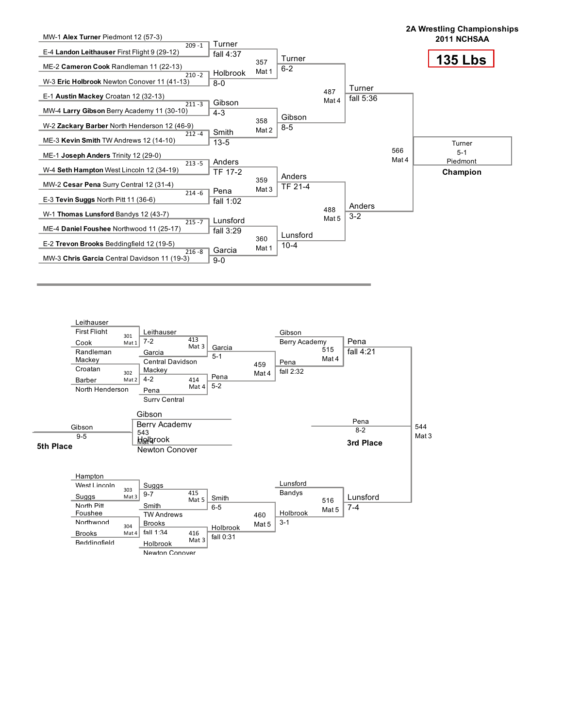# 2A Wrestling Championships 2011 NCHSAA

## 135 Lbs

### Championship Bracket

**First Round**

| Bout | Wrestler 1 | Wrestler 2 | Winner | Result |
|---|---|---|---|---|
| 209 - 1 | MW-1 **Alex Turner** Piedmont 12 (57-3) | E-4 **Landon Leithauser** First Flight 9 (29-12) | Turner | fall 4:37 |
| 210 - 2 | ME-2 **Cameron Cook** Randleman 11 (22-13) | W-3 **Eric Holbrook** Newton Conover 11 (41-13) | Holbrook | 8-0 |
| 211 - 3 | E-1 **Austin Mackey** Croatan 12 (32-13) | MW-4 **Larry Gibson** Berry Academy 11 (30-10) | Gibson | 4-3 |
| 212 - 4 | W-2 **Zackary Barber** North Henderson 12 (46-9) | ME-3 **Kevin Smith** TW Andrews 12 (14-10) | Smith | 13-5 |
| 213 - 5 | ME-1 **Joseph Anders** Trinity 12 (29-0) | W-4 **Seth Hampton** West Lincoln 12 (34-19) | Anders | TF 17-2 |
| 214 - 6 | MW-2 **Cesar Pena** Surry Central 12 (31-4) | E-3 **Tevin Suggs** North Pitt 11 (36-6) | Pena | fall 1:02 |
| 215 - 7 | W-1 **Thomas Lunsford** Bandys 12 (43-7) | ME-4 **Daniel Foushee** Northwood 11 (25-17) | Lunsford | fall 3:29 |
| 216 - 8 | E-2 **Trevon Brooks** Beddingfield 12 (19-5) | MW-3 **Chris Garcia** Central Davidson 11 (19-3) | Garcia | 9-0 |

**Quarterfinals**

| Bout | Mat | Winner | Result |
|---|---|---|---|
| 357 | Mat 1 | Turner | 6-2 |
| 358 | Mat 2 | Gibson | 8-5 |
| 359 | Mat 3 | Anders | TF 21-4 |
| 360 | Mat 1 | Lunsford | 10-4 |

**Semifinals**

| Bout | Mat | Winner | Result |
|---|---|---|---|
| 487 | Mat 4 | Turner | fall 5:36 |
| 488 | Mat 5 | Anders | 3-2 |

**Final**

| Bout | Mat | Winner | Result |
|---|---|---|---|
| 566 | Mat 4 | Turner, Piedmont | 5-1 |

**Champion:** Turner, Piedmont (5-1)

### Consolation Bracket

**Consolation First Round**

| Bout | Mat | Wrestler 1 | Wrestler 2 | Winner | Result |
|---|---|---|---|---|---|
| 301 | Mat 1 | Leithauser, First Flight | Cook, Randleman | Leithauser | 7-2 |
| 302 | Mat 2 | Mackey, Croatan | Barber, North Henderson | Mackey | 4-2 |
| 303 | Mat 3 | Hampton, West Lincoln | Suggs, North Pitt | Suggs | 9-7 |
| 304 | Mat 4 | Foushee, Northwood | Brooks, Beddingfield | Brooks | fall 1:34 |

**Consolation Second Round**

| Bout | Mat | Wrestler 1 | Wrestler 2 | Winner | Result |
|---|---|---|---|---|---|
| 413 | Mat 3 | Leithauser | Garcia, Central Davidson | Garcia | 5-1 |
| 414 | Mat 4 | Mackey | Pena, Surry Central | Pena | 5-2 |
| 415 | Mat 5 | Suggs | Smith, TW Andrews | Smith | 6-5 |
| 416 | Mat 3 | Brooks | Holbrook, Newton Conover | Holbrook | fall 0:31 |

**Consolation Quarterfinals**

| Bout | Mat | Wrestler 1 | Wrestler 2 | Winner | Result |
|---|---|---|---|---|---|
| 459 | Mat 4 | Garcia | Pena | Pena | fall 2:32 |
| 460 | Mat 5 | Smith | Holbrook | Holbrook | 3-1 |

**Consolation Semifinals**

| Bout | Mat | Wrestler 1 | Wrestler 2 | Winner | Result |
|---|---|---|---|---|---|
| 515 | Mat 4 | Gibson, Berry Academy | Pena | Pena | fall 4:21 |
| 516 | Mat 5 | Lunsford, Bandys | Holbrook | Lunsford | 7-4 |

**3rd Place**

| Bout | Mat | Winner | Result |
|---|---|---|---|
| 544 | Mat 3 | Pena | 8-2 |

**5th Place**

| Bout | Mat | Wrestler 1 | Wrestler 2 | Winner | Result |
|---|---|---|---|---|---|
| 543 | Mat 4 | Gibson, Berry Academy | Holbrook, Newton Conover | Gibson | 9-5 |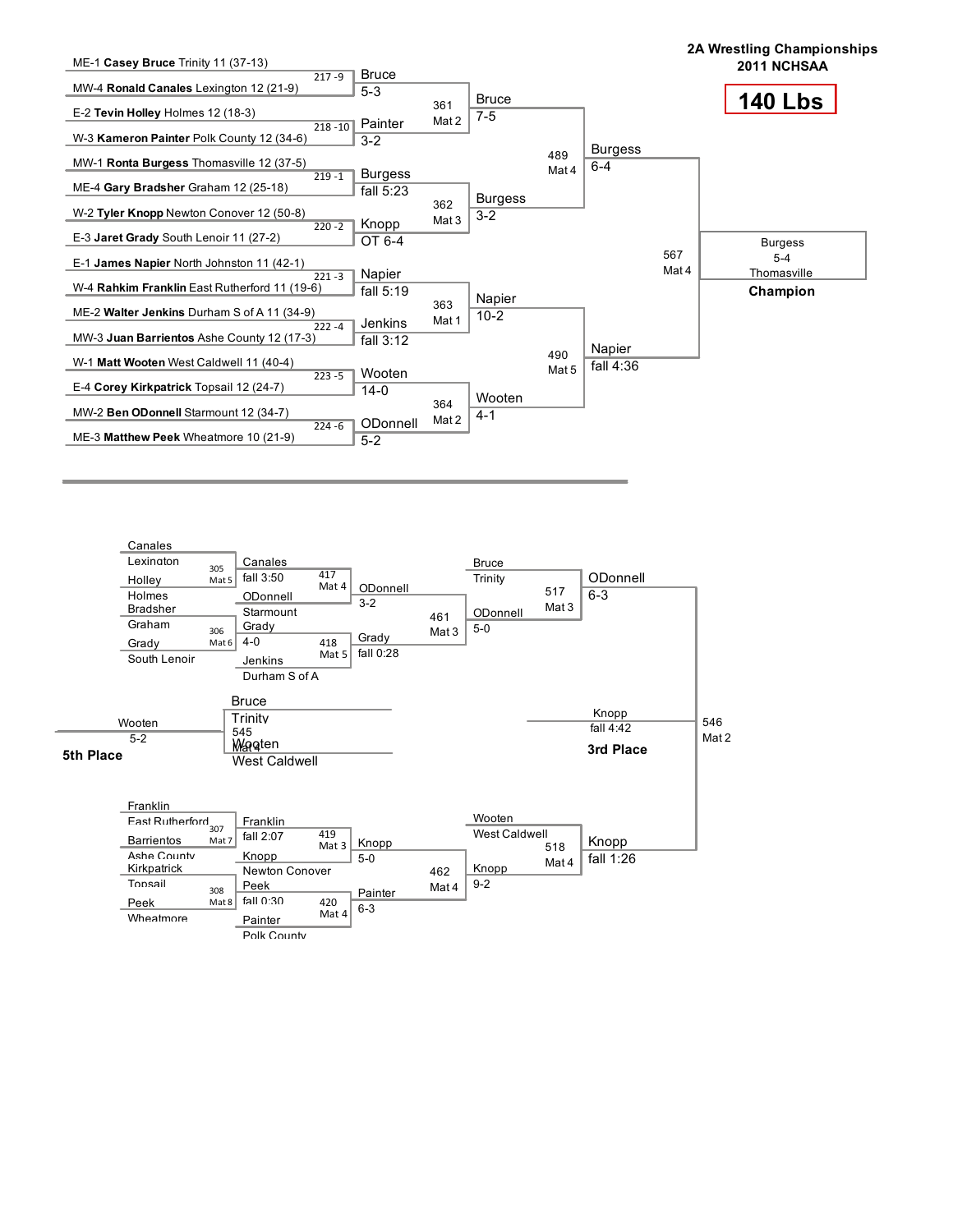# 2A Wrestling Championships
## 2011 NCHSAA

**140 Lbs**

## Championship Bracket

### First Round

| Bout | Wrestler 1 | Wrestler 2 | Winner | Result |
|---|---|---|---|---|
| 217 -9 | ME-1 **Casey Bruce** Trinity 11 (37-13) | MW-4 **Ronald Canales** Lexington 12 (21-9) | Bruce | 5-3 |
| 218 -10 | E-2 **Tevin Holley** Holmes 12 (18-3) | W-3 **Kameron Painter** Polk County 12 (34-6) | Painter | 3-2 |
| 219 -1 | MW-1 **Ronta Burgess** Thomasville 12 (37-5) | ME-4 **Gary Bradsher** Graham 12 (25-18) | Burgess | fall 5:23 |
| 220 -2 | W-2 **Tyler Knopp** Newton Conover 12 (50-8) | E-3 **Jaret Grady** South Lenoir 11 (27-2) | Knopp | OT 6-4 |
| 221 -3 | E-1 **James Napier** North Johnston 11 (42-1) | W-4 **Rahkim Franklin** East Rutherford 11 (19-6) | Napier | fall 5:19 |
| 222 -4 | ME-2 **Walter Jenkins** Durham S of A 11 (34-9) | MW-3 **Juan Barrientos** Ashe County 12 (17-3) | Jenkins | fall 3:12 |
| 223 -5 | W-1 **Matt Wooten** West Caldwell 11 (40-4) | E-4 **Corey Kirkpatrick** Topsail 12 (24-7) | Wooten | 14-0 |
| 224 -6 | MW-2 **Ben ODonnell** Starmount 12 (34-7) | ME-3 **Matthew Peek** Wheatmore 10 (21-9) | ODonnell | 5-2 |

### Quarterfinals / Semifinals / Final

| Bout | Mat | Winner | Result |
|---|---|---|---|
| 361 | Mat 2 | Bruce | 7-5 |
| 362 | Mat 3 | Burgess | 3-2 |
| 363 | Mat 1 | Napier | 10-2 |
| 364 | Mat 2 | Wooten | 4-1 |
| 489 | Mat 4 | Burgess | 6-4 |
| 490 | Mat 5 | Napier | fall 4:36 |
| 567 | Mat 4 | Burgess | 5-4 |

**Champion:** Burgess, Thomasville (5-4)

## Consolation Bracket

| Bout | Mat | Wrestlers | Winner | Result |
|---|---|---|---|---|
| 305 | Mat 5 | Canales (Lexington) vs Holley (Holmes) | Canales | fall 3:50 |
| 306 | Mat 6 | Bradsher (Graham) vs Grady (South Lenoir) | Grady | 4-0 |
| 307 | Mat 7 | Franklin (East Rutherford) vs Barrientos (Ashe County) | Franklin | fall 2:07 |
| 308 | Mat 8 | Kirkpatrick (Topsail) vs Peek (Wheatmore) | Peek | fall 0:30 |
| 417 | Mat 4 | Canales vs ODonnell (Starmount) | ODonnell | 3-2 |
| 418 | Mat 5 | Grady vs Jenkins (Durham S of A) | Grady | fall 0:28 |
| 419 | Mat 3 | Franklin vs Knopp (Newton Conover) | Knopp | 5-0 |
| 420 | Mat 4 | Peek vs Painter (Polk County) | Painter | 6-3 |
| 461 | Mat 3 | ODonnell vs Grady | ODonnell | 5-0 |
| 462 | Mat 4 | Knopp vs Painter | Knopp | 9-2 |
| 517 | Mat 3 | Bruce (Trinity) vs ODonnell | ODonnell | 6-3 |
| 518 | Mat 4 | Wooten (West Caldwell) vs Knopp | Knopp | fall 1:26 |
| 545 | Mat 4 | Bruce (Trinity) vs Wooten (West Caldwell) | Wooten | 5-2 |
| 546 | Mat 2 | ODonnell vs Knopp | Knopp | fall 4:42 |

**3rd Place:** Knopp (fall 4:42)

**5th Place:** Wooten (5-2)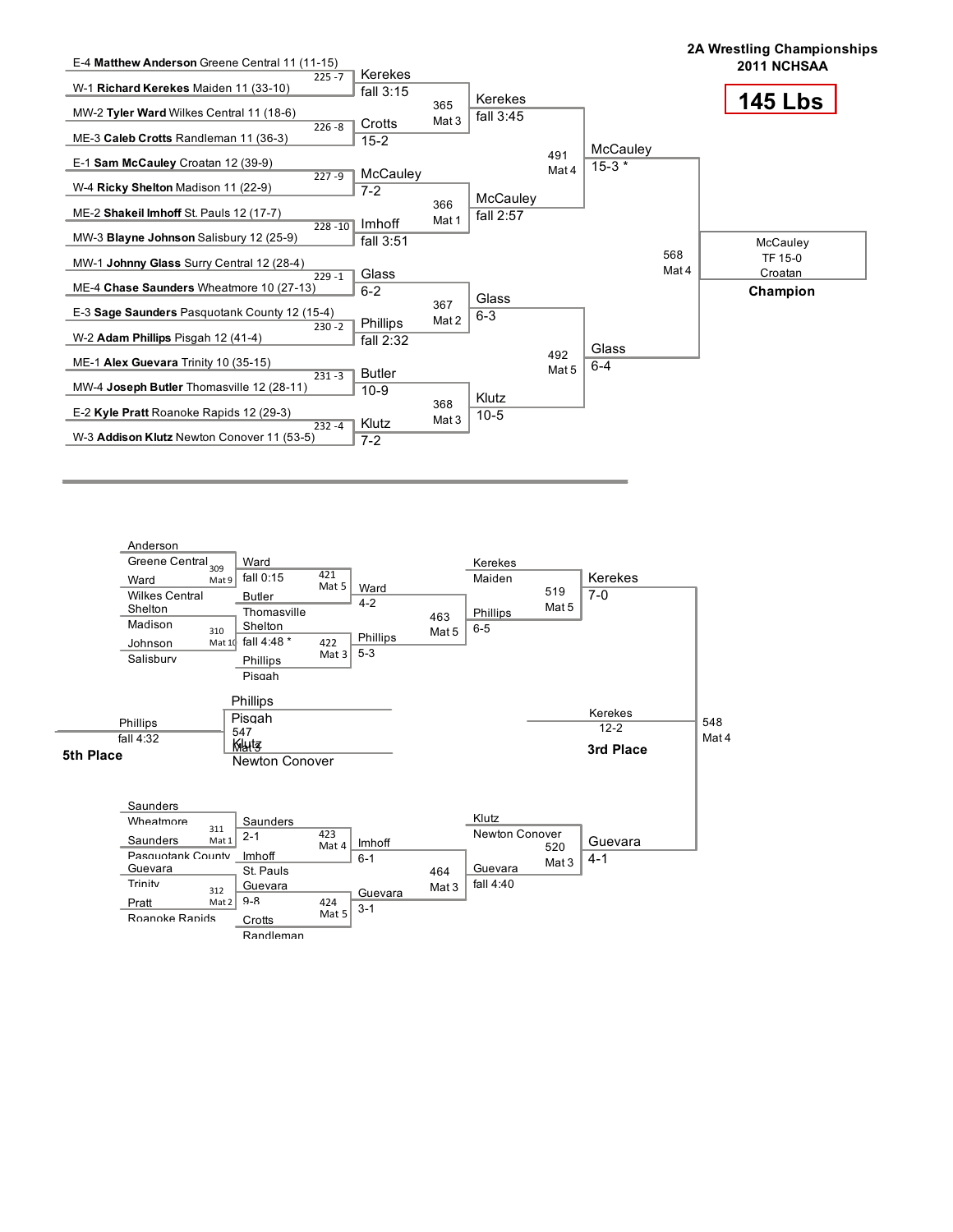# 2A Wrestling Championships
## 2011 NCHSAA

**145 Lbs**

## Championship Bracket

### First Round

| Bout | Wrestler 1 | Wrestler 2 | Winner | Result |
|---|---|---|---|---|
| 225 -7 | E-4 **Matthew Anderson** Greene Central 11 (11-15) | W-1 **Richard Kerekes** Maiden 11 (33-10) | Kerekes | fall 3:15 |
| 226 -8 | MW-2 **Tyler Ward** Wilkes Central 11 (18-6) | ME-3 **Caleb Crotts** Randleman 11 (36-3) | Crotts | 15-2 |
| 227 -9 | E-1 **Sam McCauley** Croatan 12 (39-9) | W-4 **Ricky Shelton** Madison 11 (22-9) | McCauley | 7-2 |
| 228 -10 | ME-2 **Shakeil Imhoff** St. Pauls 12 (17-7) | MW-3 **Blayne Johnson** Salisbury 12 (25-9) | Imhoff | fall 3:51 |
| 229 -1 | MW-1 **Johnny Glass** Surry Central 12 (28-4) | ME-4 **Chase Saunders** Wheatmore 10 (27-13) | Glass | 6-2 |
| 230 -2 | E-3 **Sage Saunders** Pasquotank County 12 (15-4) | W-2 **Adam Phillips** Pisgah 12 (41-4) | Phillips | fall 2:32 |
| 231 -3 | ME-1 **Alex Guevara** Trinity 10 (35-15) | MW-4 **Joseph Butler** Thomasville 12 (28-11) | Butler | 10-9 |
| 232 -4 | E-2 **Kyle Pratt** Roanoke Rapids 12 (29-3) | W-3 **Addison Klutz** Newton Conover 11 (53-5) | Klutz | 7-2 |

### Quarterfinals

| Bout | Mat | Winner | Result |
|---|---|---|---|
| 365 | Mat 3 | Kerekes | fall 3:45 |
| 366 | Mat 1 | McCauley | fall 2:57 |
| 367 | Mat 2 | Glass | 6-3 |
| 368 | Mat 3 | Klutz | 10-5 |

### Semifinals

| Bout | Mat | Winner | Result |
|---|---|---|---|
| 491 | Mat 4 | McCauley | 15-3 * |
| 492 | Mat 5 | Glass | 6-4 |

### Final

| Bout | Mat | Winner | Result |
|---|---|---|---|
| 568 | Mat 4 | McCauley, Croatan | TF 15-0 |

**Champion**: McCauley, Croatan

## Consolation Bracket

| Bout | Mat | Wrestler 1 | Wrestler 2 | Winner | Result |
|---|---|---|---|---|---|
| 309 | Mat 9 | Anderson, Greene Central | Ward, Wilkes Central | Ward | fall 0:15 |
| 310 | Mat 10 | Shelton, Madison | Johnson, Salisbury | Shelton | fall 4:48 * |
| 311 | Mat 1 | Saunders, Wheatmore | Saunders, Pasquotank County | Saunders | 2-1 |
| 312 | Mat 2 | Guevara, Trinity | Pratt, Roanoke Rapids | Guevara | 9-8 |
| 421 | Mat 5 | Ward | Butler, Thomasville | Ward | 4-2 |
| 422 | Mat 3 | Shelton | Phillips, Pisgah | Phillips | 5-3 |
| 423 | Mat 4 | Saunders | Imhoff, St. Pauls | Imhoff | 6-1 |
| 424 | Mat 5 | Guevara | Crotts, Randleman | Guevara | 3-1 |
| 463 | Mat 5 | Ward | Phillips | Phillips | 6-5 |
| 464 | Mat 3 | Imhoff | Guevara | Guevara | fall 4:40 |
| 519 | Mat 5 | Kerekes, Maiden | Phillips | Kerekes | 7-0 |
| 520 | Mat 3 | Klutz, Newton Conover | Guevara | Guevara | 4-1 |
| 548 | Mat 4 | Kerekes | Guevara | Kerekes | 12-2 |
| 547 | Mat 3 | Phillips, Pisgah | Klutz, Newton Conover | Phillips | fall 4:32 |

**3rd Place**: Kerekes 12-2

**5th Place**: Phillips fall 4:32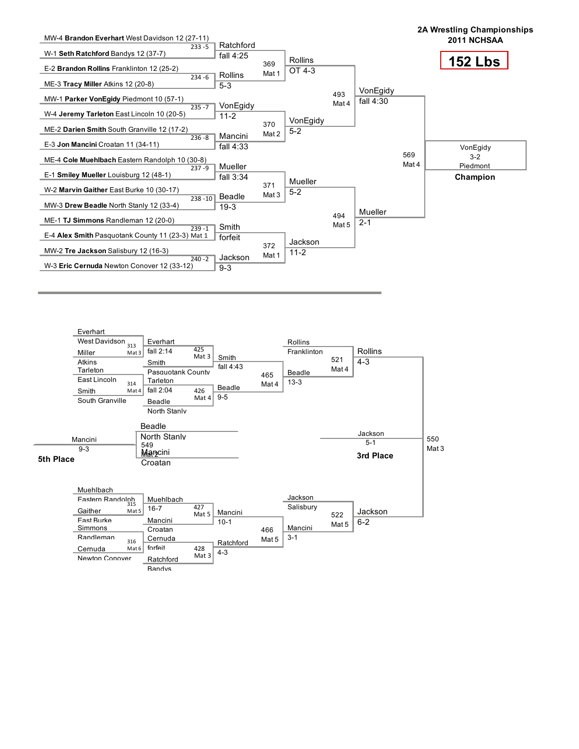# 2A Wrestling Championships
## 2011 NCHSAA
### 152 Lbs

## Championship Bracket

### First Round

| Bout | Wrestler 1 | Wrestler 2 | Winner | Result |
|---|---|---|---|---|
| 233 -5 | MW-4 **Brandon Everhart** West Davidson 12 (27-11) | W-1 **Seth Ratchford** Bandys 12 (37-7) | Ratchford | fall 4:25 |
| 234 -6 | E-2 **Brandon Rollins** Franklinton 12 (25-2) | ME-3 **Tracy Miller** Atkins 12 (20-8) | Rollins | 5-3 |
| 235 -7 | MW-1 **Parker VonEgidy** Piedmont 10 (57-1) | W-4 **Jeremy Tarleton** East Lincoln 10 (20-5) | VonEgidy | 11-2 |
| 236 -8 | ME-2 **Darien Smith** South Granville 12 (17-2) | E-3 **Jon Mancini** Croatan 11 (34-11) | Mancini | fall 4:33 |
| 237 -9 | ME-4 **Cole Muehlbach** Eastern Randolph 10 (30-8) | E-1 **Smiley Mueller** Louisburg 12 (48-1) | Mueller | fall 3:34 |
| 238 -10 | W-2 **Marvin Gaither** East Burke 10 (30-17) | MW-3 **Drew Beadle** North Stanly 12 (33-4) | Beadle | 19-3 |
| 239 -1 Mat 1 | ME-1 **TJ Simmons** Randleman 12 (20-0) | E-4 **Alex Smith** Pasquotank County 11 (23-3) | Smith | forfeit |
| 240 -2 | MW-2 **Tre Jackson** Salisbury 12 (16-3) | W-3 **Eric Cernuda** Newton Conover 12 (33-12) | Jackson | 9-3 |

### Quarterfinals

| Bout | Winner | Result |
|---|---|---|
| 369 Mat 1 | Rollins | OT 4-3 |
| 370 Mat 2 | VonEgidy | 5-2 |
| 371 Mat 3 | Mueller | 5-2 |
| 372 Mat 1 | Jackson | 11-2 |

### Semifinals

| Bout | Winner | Result |
|---|---|---|
| 493 Mat 4 | VonEgidy | fall 4:30 |
| 494 Mat 5 | Mueller | 2-1 |

### Final

| Bout | Winner | Result |
|---|---|---|
| 569 Mat 4 | VonEgidy, Piedmont | 3-2 |

**Champion:** VonEgidy, Piedmont

## Consolation Bracket

### Consolation Round 1

| Bout | Wrestler 1 | Wrestler 2 | Winner | Result |
|---|---|---|---|---|
| 313 Mat 3 | Everhart, West Davidson | Miller, Atkins | Everhart | fall 2:14 |
| 314 Mat 4 | Tarleton, East Lincoln | Smith, South Granville | Tarleton | fall 2:04 |
| 315 Mat 5 | Muehlbach, Eastern Randolph | Gaither, East Burke | Muehlbach | 16-7 |
| 316 Mat 6 | Simmons, Randleman | Cernuda, Newton Conover | Cernuda | forfeit |

### Consolation Round 2

| Bout | Wrestler 1 | Wrestler 2 | Winner | Result |
|---|---|---|---|---|
| 425 Mat 3 | Everhart | Smith, Pasquotank County | Smith | fall 4:43 |
| 426 Mat 4 | Tarleton | Beadle, North Stanly | Beadle | 9-5 |
| 427 Mat 5 | Muehlbach | Mancini, Croatan | Mancini | 10-1 |
| 428 Mat 3 | Cernuda | Ratchford, Bandys | Ratchford | 4-3 |

### Consolation Quarterfinals

| Bout | Winner | Result |
|---|---|---|
| 465 Mat 4 | Beadle | 13-3 |
| 466 Mat 5 | Mancini | 3-1 |

### Consolation Semifinals

| Bout | Wrestler 1 | Wrestler 2 | Winner | Result |
|---|---|---|---|---|
| 521 Mat 4 | Rollins, Franklinton | Beadle | Rollins | 4-3 |
| 522 Mat 5 | Jackson, Salisbury | Mancini | Jackson | 6-2 |

### 3rd Place

| Bout | Winner | Result |
|---|---|---|
| 550 Mat 3 | Jackson | 5-1 |

### 5th Place

| Bout | Wrestler 1 | Wrestler 2 | Winner | Result |
|---|---|---|---|---|
| 549 Mat 2 | Beadle, North Stanly | Mancini, Croatan | Mancini | 9-3 |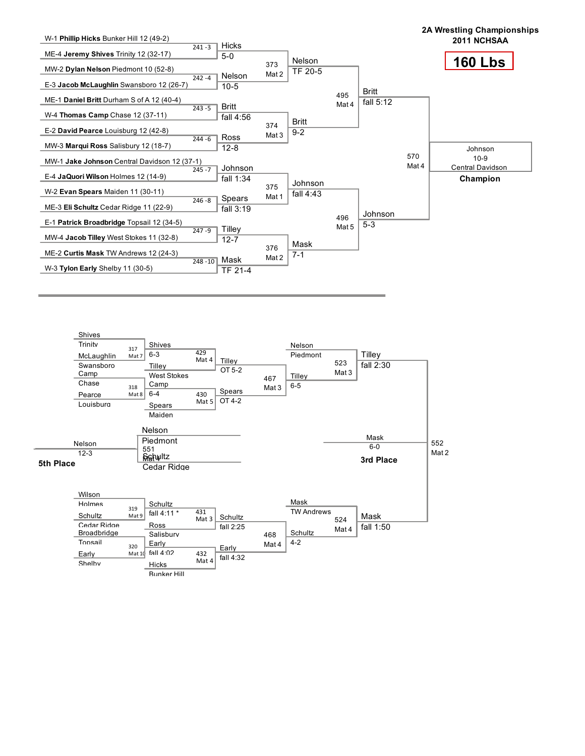# 2A Wrestling Championships
## 2011 NCHSAA

## 160 Lbs

### Championship Bracket

**First Round**

| Bout | Wrestler 1 | Wrestler 2 | Winner | Result |
|---|---|---|---|---|
| 241 -3 | W-1 **Phillip Hicks** Bunker Hill 12 (49-2) | ME-4 **Jeremy Shives** Trinity 12 (32-17) | Hicks | 5-0 |
| 242 -4 | MW-2 **Dylan Nelson** Piedmont 10 (52-8) | E-3 **Jacob McLaughlin** Swansboro 12 (26-7) | Nelson | 10-5 |
| 243 -5 | ME-1 **Daniel Britt** Durham S of A 12 (40-4) | W-4 **Thomas Camp** Chase 12 (37-11) | Britt | fall 4:56 |
| 244 -6 | E-2 **David Pearce** Louisburg 12 (42-8) | MW-3 **Marqui Ross** Salisbury 12 (18-7) | Ross | 12-8 |
| 245 -7 | MW-1 **Jake Johnson** Central Davidson 12 (37-1) | E-4 **JaQuori Wilson** Holmes 12 (14-9) | Johnson | fall 1:34 |
| 246 -8 | W-2 **Evan Spears** Maiden 11 (30-11) | ME-3 **Eli Schultz** Cedar Ridge 11 (22-9) | Spears | fall 3:19 |
| 247 -9 | E-1 **Patrick Broadbridge** Topsail 12 (34-5) | MW-4 **Jacob Tilley** West Stokes 11 (32-8) | Tilley | 12-7 |
| 248 -10 | ME-2 **Curtis Mask** TW Andrews 12 (24-3) | W-3 **Tylon Early** Shelby 11 (30-5) | Mask | TF 21-4 |

**Quarterfinals**

| Bout | Mat | Winner | Result |
|---|---|---|---|
| 373 | Mat 2 | Nelson | TF 20-5 |
| 374 | Mat 3 | Britt | 9-2 |
| 375 | Mat 1 | Johnson | fall 4:43 |
| 376 | Mat 2 | Mask | 7-1 |

**Semifinals**

| Bout | Mat | Winner | Result |
|---|---|---|---|
| 495 | Mat 4 | Britt | fall 5:12 |
| 496 | Mat 5 | Johnson | 5-3 |

**Final**

| Bout | Mat | Winner | Result |
|---|---|---|---|
| 570 | Mat 4 | Johnson, Central Davidson | 10-9 |

**Champion:** Johnson, Central Davidson

### Consolation Bracket

**Consolation First Round**

| Bout | Mat | Wrestler 1 | Wrestler 2 | Winner | Result |
|---|---|---|---|---|---|
| 317 | Mat 7 | Shives, Trinity | McLaughlin, Swansboro | Shives | 6-3 |
| 318 | Mat 8 | Camp, Chase | Pearce, Louisburg | Camp | 6-4 |
| 319 | Mat 9 | Wilson, Holmes | Schultz, Cedar Ridge | Schultz | fall 4:11 * |
| 320 | Mat 10 | Broadbridge, Topsail | Early, Shelby | Early | fall 4:02 |

**Consolation Second Round**

| Bout | Mat | Wrestler 1 | Wrestler 2 | Winner | Result |
|---|---|---|---|---|---|
| 429 | Mat 4 | Shives | Tilley, West Stokes | Tilley | OT 5-2 |
| 430 | Mat 5 | Camp | Spears, Maiden | Spears | OT 4-2 |
| 431 | Mat 3 | Schultz | Ross, Salisbury | Schultz | fall 2:25 |
| 432 | Mat 4 | Early | Hicks, Bunker Hill | Early | fall 4:32 |

**Consolation Quarterfinals**

| Bout | Mat | Winner | Result |
|---|---|---|---|
| 467 | Mat 3 | Tilley | 6-5 |
| 468 | Mat 4 | Schultz | 4-2 |

**Consolation Semifinals**

| Bout | Mat | Wrestler 1 | Wrestler 2 | Winner | Result |
|---|---|---|---|---|---|
| 523 | Mat 3 | Nelson, Piedmont | Tilley | Tilley | fall 2:30 |
| 524 | Mat 4 | Mask, TW Andrews | Schultz | Mask | fall 1:50 |

**3rd Place**

| Bout | Mat | Winner | Result |
|---|---|---|---|
| 552 | Mat 2 | Mask | 6-0 |

**5th Place**

| Bout | Mat | Wrestler 1 | Wrestler 2 | Winner | Result |
|---|---|---|---|---|---|
| 551 | Mat 4 | Nelson, Piedmont | Schultz, Cedar Ridge | Nelson | 12-3 |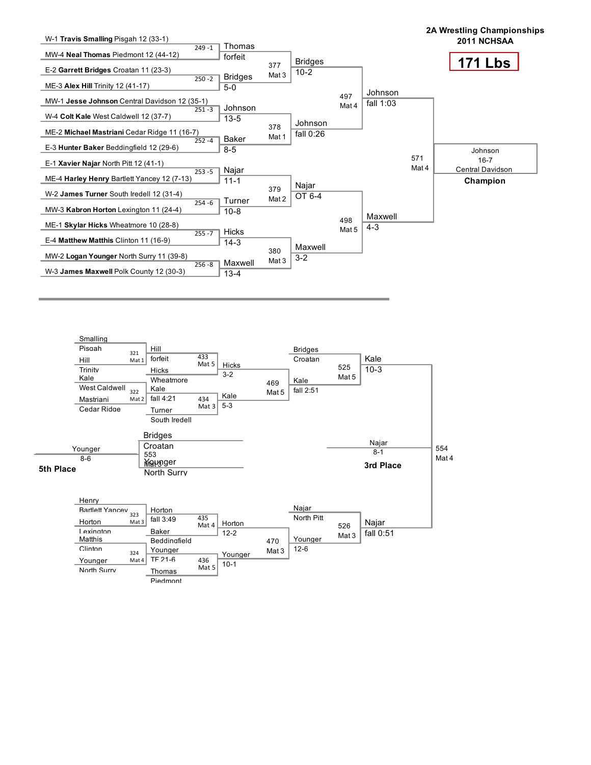# 2A Wrestling Championships
## 2011 NCHSAA

## 171 Lbs

### Championship Bracket

**First Round**

| Bout | Wrestler 1 | Wrestler 2 | Winner | Result |
|---|---|---|---|---|
| 249 -1 | W-1 **Travis Smalling** Pisgah 12 (33-1) | MW-4 **Neal Thomas** Piedmont 12 (44-12) | Thomas | forfeit |
| 250 -2 | E-2 **Garrett Bridges** Croatan 11 (23-3) | ME-3 **Alex Hill** Trinity 12 (41-17) | Bridges | 5-0 |
| 251 -3 | MW-1 **Jesse Johnson** Central Davidson 12 (35-1) | W-4 **Colt Kale** West Caldwell 12 (37-7) | Johnson | 13-5 |
| 252 -4 | ME-2 **Michael Mastriani** Cedar Ridge 11 (16-7) | E-3 **Hunter Baker** Beddingfield 12 (29-6) | Baker | 8-5 |
| 253 -5 | E-1 **Xavier Najar** North Pitt 12 (41-1) | ME-4 **Harley Henry** Bartlett Yancey 12 (7-13) | Najar | 11-1 |
| 254 -6 | W-2 **James Turner** South Iredell 12 (31-4) | MW-3 **Kabron Horton** Lexington 11 (24-4) | Turner | 10-8 |
| 255 -7 | ME-1 **Skylar Hicks** Wheatmore 10 (28-8) | E-4 **Matthew Matthis** Clinton 11 (16-9) | Hicks | 14-3 |
| 256 -8 | MW-2 **Logan Younger** North Surry 11 (39-8) | W-3 **James Maxwell** Polk County 12 (30-3) | Maxwell | 13-4 |

**Quarterfinals**

| Bout | Mat | Winner | Result |
|---|---|---|---|
| 377 | Mat 3 | Bridges | 10-2 |
| 378 | Mat 1 | Johnson | fall 0:26 |
| 379 | Mat 2 | Najar | OT 6-4 |
| 380 | Mat 3 | Maxwell | 3-2 |

**Semifinals**

| Bout | Mat | Winner | Result |
|---|---|---|---|
| 497 | Mat 4 | Johnson | fall 1:03 |
| 498 | Mat 5 | Maxwell | 4-3 |

**Final**

| Bout | Mat | Winner | Result |
|---|---|---|---|
| 571 | Mat 4 | Johnson, Central Davidson | 16-7 |

**Champion:** Johnson, Central Davidson (16-7)

### Consolation Bracket

| Bout | Mat | Wrestler 1 | Wrestler 2 | Winner | Result |
|---|---|---|---|---|---|
| 321 | Mat 1 | Smalling, Pisgah | Hill, Trinity | Hill | forfeit |
| 322 | Mat 2 | Kale, West Caldwell | Mastriani, Cedar Ridge | Kale | fall 4:21 |
| 323 | Mat 3 | Henry, Bartlett Yancey | Horton, Lexington | Horton | fall 3:49 |
| 324 | Mat 4 | Matthis, Clinton | Younger, North Surry | Younger | TF 21-6 |
| 433 | Mat 5 | Hill | Hicks, Wheatmore | Hicks | 3-2 |
| 434 | Mat 3 | Kale | Turner, South Iredell | Kale | 5-3 |
| 435 | Mat 4 | Horton | Baker, Beddingfield | Horton | 12-2 |
| 436 | Mat 5 | Younger | Thomas, Piedmont | Younger | 10-1 |
| 469 | Mat 5 | Hicks | Kale | Kale | fall 2:51 |
| 470 | Mat 3 | Horton | Younger | Younger | 12-6 |
| 525 | Mat 5 | Bridges, Croatan | Kale | Kale | 10-3 |
| 526 | Mat 3 | Najar, North Pitt | Younger | Najar | fall 0:51 |

**3rd Place (554, Mat 4):** Najar 8-1

**5th Place (553, Mat 3):** Bridges, Croatan vs. Younger, North Surry — Younger 8-6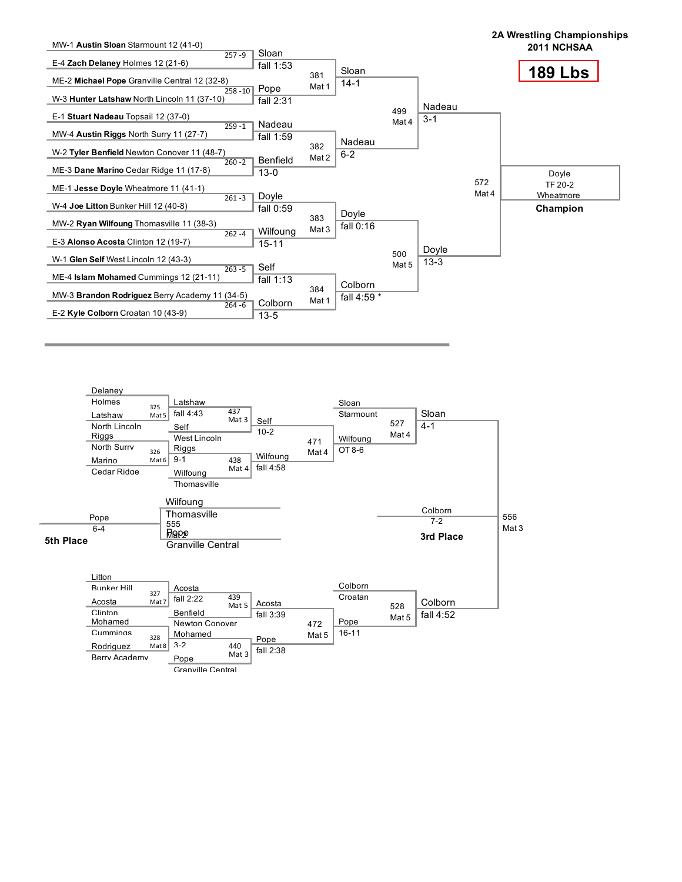# 2A Wrestling Championships 2011 NCHSAA

## 189 Lbs

### Championship Bracket

**First Round**

| Bout | Wrestler 1 | Wrestler 2 | Winner | Result |
|---|---|---|---|---|
| 257 -9 | MW-1 **Austin Sloan** Starmount 12 (41-0) | E-4 **Zach Delaney** Holmes 12 (21-6) | Sloan | fall 1:53 |
| 258 -10 | ME-2 **Michael Pope** Granville Central 12 (32-8) | W-3 **Hunter Latshaw** North Lincoln 11 (37-10) | Pope | fall 2:31 |
| 259 -1 | E-1 **Stuart Nadeau** Topsail 12 (37-0) | MW-4 **Austin Riggs** North Surry 11 (27-7) | Nadeau | fall 1:59 |
| 260 -2 | W-2 **Tyler Benfield** Newton Conover 11 (48-7) | ME-3 **Dane Marino** Cedar Ridge 11 (17-8) | Benfield | 13-0 |
| 261 -3 | ME-1 **Jesse Doyle** Wheatmore 11 (41-1) | W-4 **Joe Litton** Bunker Hill 12 (40-8) | Doyle | fall 0:59 |
| 262 -4 | MW-2 **Ryan Wilfoung** Thomasville 11 (38-3) | E-3 **Alonso Acosta** Clinton 12 (19-7) | Wilfoung | 15-11 |
| 263 -5 | W-1 **Glen Self** West Lincoln 12 (43-3) | ME-4 **Islam Mohamed** Cummings 12 (21-11) | Self | fall 1:13 |
| 264 -6 | MW-3 **Brandon Rodriguez** Berry Academy 11 (34-5) | E-2 **Kyle Colborn** Croatan 10 (43-9) | Colborn | 13-5 |

**Quarterfinals**

| Bout | Mat | Winner | Result |
|---|---|---|---|
| 381 | Mat 1 | Sloan | 14-1 |
| 382 | Mat 2 | Nadeau | 6-2 |
| 383 | Mat 3 | Doyle | fall 0:16 |
| 384 | Mat 1 | Colborn | fall 4:59 * |

**Semifinals**

| Bout | Mat | Winner | Result |
|---|---|---|---|
| 499 | Mat 4 | Nadeau | 3-1 |
| 500 | Mat 5 | Doyle | 13-3 |

**Final**

| Bout | Mat | Winner | Result |
|---|---|---|---|
| 572 | Mat 4 | Doyle, Wheatmore | TF 20-2 |

**Champion:** Doyle, Wheatmore

### Consolation Bracket

**Consolation Round 1**

| Bout | Mat | Wrestler 1 | Wrestler 2 | Winner | Result |
|---|---|---|---|---|---|
| 325 | Mat 5 | Delaney, Holmes | Latshaw, North Lincoln | Latshaw | fall 4:43 |
| 326 | Mat 6 | Riggs, North Surry | Marino, Cedar Ridge | Riggs | 9-1 |
| 327 | Mat 7 | Litton, Bunker Hill | Acosta, Clinton | Acosta | fall 2:22 |
| 328 | Mat 8 | Mohamed, Cummings | Rodriguez, Berry Academy | Mohamed | 3-2 |

**Consolation Round 2**

| Bout | Mat | Wrestler 1 | Wrestler 2 | Winner | Result |
|---|---|---|---|---|---|
| 437 | Mat 3 | Latshaw | Self, West Lincoln | Self | 10-2 |
| 438 | Mat 4 | Riggs | Wilfoung, Thomasville | Wilfoung | fall 4:58 |
| 439 | Mat 5 | Acosta | Benfield, Newton Conover | Acosta | fall 3:39 |
| 440 | Mat 3 | Mohamed | Pope, Granville Central | Pope | fall 2:38 |

**Consolation Quarterfinals**

| Bout | Mat | Winner | Result |
|---|---|---|---|
| 471 | Mat 4 | Wilfoung | OT 8-6 |
| 472 | Mat 5 | Pope | 16-11 |

**Consolation Semifinals**

| Bout | Mat | Wrestler 1 | Wrestler 2 | Winner | Result |
|---|---|---|---|---|---|
| 527 | Mat 4 | Sloan, Starmount | Wilfoung | Sloan | 4-1 |
| 528 | Mat 5 | Colborn, Croatan | Pope | Colborn | fall 4:52 |

**3rd Place (556, Mat 3):** Colborn 7-2

**5th Place (555, Mat 2):** Wilfoung, Thomasville vs. Pope, Granville Central — Pope 6-4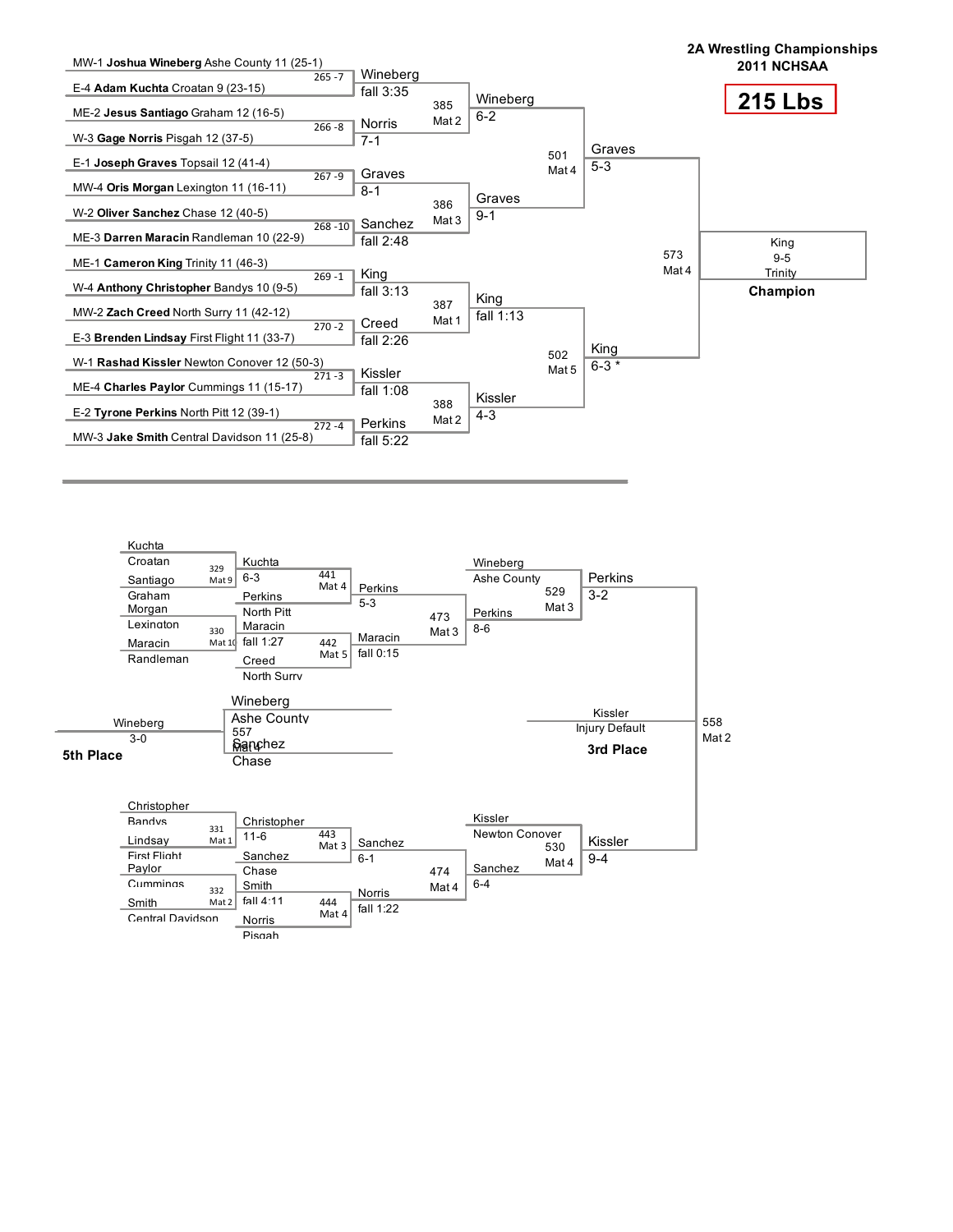**2A Wrestling Championships**
**2011 NCHSAA**

# 215 Lbs

## Championship Bracket

### First Round

| Bout | Mat | Wrestler 1 | Wrestler 2 | Winner | Result |
|---|---|---|---|---|---|
| 265 | 7 | MW-1 **Joshua Wineberg** Ashe County 11 (25-1) | E-4 **Adam Kuchta** Croatan 9 (23-15) | Wineberg | fall 3:35 |
| 266 | 8 | ME-2 **Jesus Santiago** Graham 12 (16-5) | W-3 **Gage Norris** Pisgah 12 (37-5) | Norris | 7-1 |
| 267 | 9 | E-1 **Joseph Graves** Topsail 12 (41-4) | MW-4 **Oris Morgan** Lexington 11 (16-11) | Graves | 8-1 |
| 268 | 10 | W-2 **Oliver Sanchez** Chase 12 (40-5) | ME-3 **Darren Maracin** Randleman 10 (22-9) | Sanchez | fall 2:48 |
| 269 | 1 | ME-1 **Cameron King** Trinity 11 (46-3) | W-4 **Anthony Christopher** Bandys 10 (9-5) | King | fall 3:13 |
| 270 | 2 | MW-2 **Zach Creed** North Surry 11 (42-12) | E-3 **Brenden Lindsay** First Flight 11 (33-7) | Creed | fall 2:26 |
| 271 | 3 | W-1 **Rashad Kissler** Newton Conover 12 (50-3) | ME-4 **Charles Paylor** Cummings 11 (15-17) | Kissler | fall 1:08 |
| 272 | 4 | E-2 **Tyrone Perkins** North Pitt 12 (39-1) | MW-3 **Jake Smith** Central Davidson 11 (25-8) | Perkins | fall 5:22 |

### Quarterfinals

| Bout | Mat | Winner | Result |
|---|---|---|---|
| 385 | Mat 2 | Wineberg | 6-2 |
| 386 | Mat 3 | Graves | 9-1 |
| 387 | Mat 1 | King | fall 1:13 |
| 388 | Mat 2 | Kissler | 4-3 |

### Semifinals

| Bout | Mat | Winner | Result |
|---|---|---|---|
| 501 | Mat 4 | Graves | 5-3 |
| 502 | Mat 5 | King | 6-3 * |

### Final

| Bout | Mat | Champion | Result |
|---|---|---|---|
| 573 | Mat 4 | King, Trinity | 9-5 |

**Champion:** King, Trinity (9-5)

## Consolation Bracket

### Consolation Round 1

| Bout | Mat | Wrestler 1 | Wrestler 2 | Winner | Result |
|---|---|---|---|---|---|
| 329 | Mat 9 | Kuchta, Croatan | Santiago, Graham | Kuchta | 6-3 |
| 330 | Mat 10 | Morgan, Lexington | Maracin, Randleman | Maracin | fall 1:27 |
| 331 | Mat 1 | Christopher, Bandys | Lindsay, First Flight | Christopher | 11-6 |
| 332 | Mat 2 | Paylor, Cummings | Smith, Central Davidson | Smith | fall 4:11 |

### Consolation Round 2

| Bout | Mat | Wrestler 1 | Wrestler 2 | Winner | Result |
|---|---|---|---|---|---|
| 441 | Mat 4 | Kuchta | Perkins, North Pitt | Perkins | 5-3 |
| 442 | Mat 5 | Maracin | Creed, North Surry | Maracin | fall 0:15 |
| 443 | Mat 3 | Christopher | Sanchez, Chase | Sanchez | 6-1 |
| 444 | Mat 4 | Smith | Norris, Pisgah | Norris | fall 1:22 |

### Consolation Round 3

| Bout | Mat | Wrestler 1 | Wrestler 2 | Winner | Result |
|---|---|---|---|---|---|
| 473 | Mat 3 | Perkins | Maracin | Perkins | 8-6 |
| 474 | Mat 4 | Sanchez | Norris | Sanchez | 6-4 |

### Consolation Semifinals

| Bout | Mat | Wrestler 1 | Wrestler 2 | Winner | Result |
|---|---|---|---|---|---|
| 529 | Mat 3 | Wineberg, Ashe County | Perkins | Perkins | 3-2 |
| 530 | Mat 4 | Kissler, Newton Conover | Sanchez | Kissler | 9-4 |

### 3rd Place

| Bout | Mat | Winner | Result |
|---|---|---|---|
| 558 | Mat 2 | Kissler | Injury Default |

**3rd Place:** Kissler (Injury Default)

### 5th Place

| Bout | Mat | Wrestler 1 | Wrestler 2 | Winner | Result |
|---|---|---|---|---|---|
| 557 | Mat 4 | Wineberg, Ashe County | Sanchez, Chase | Wineberg | 3-0 |

**5th Place:** Wineberg (3-0)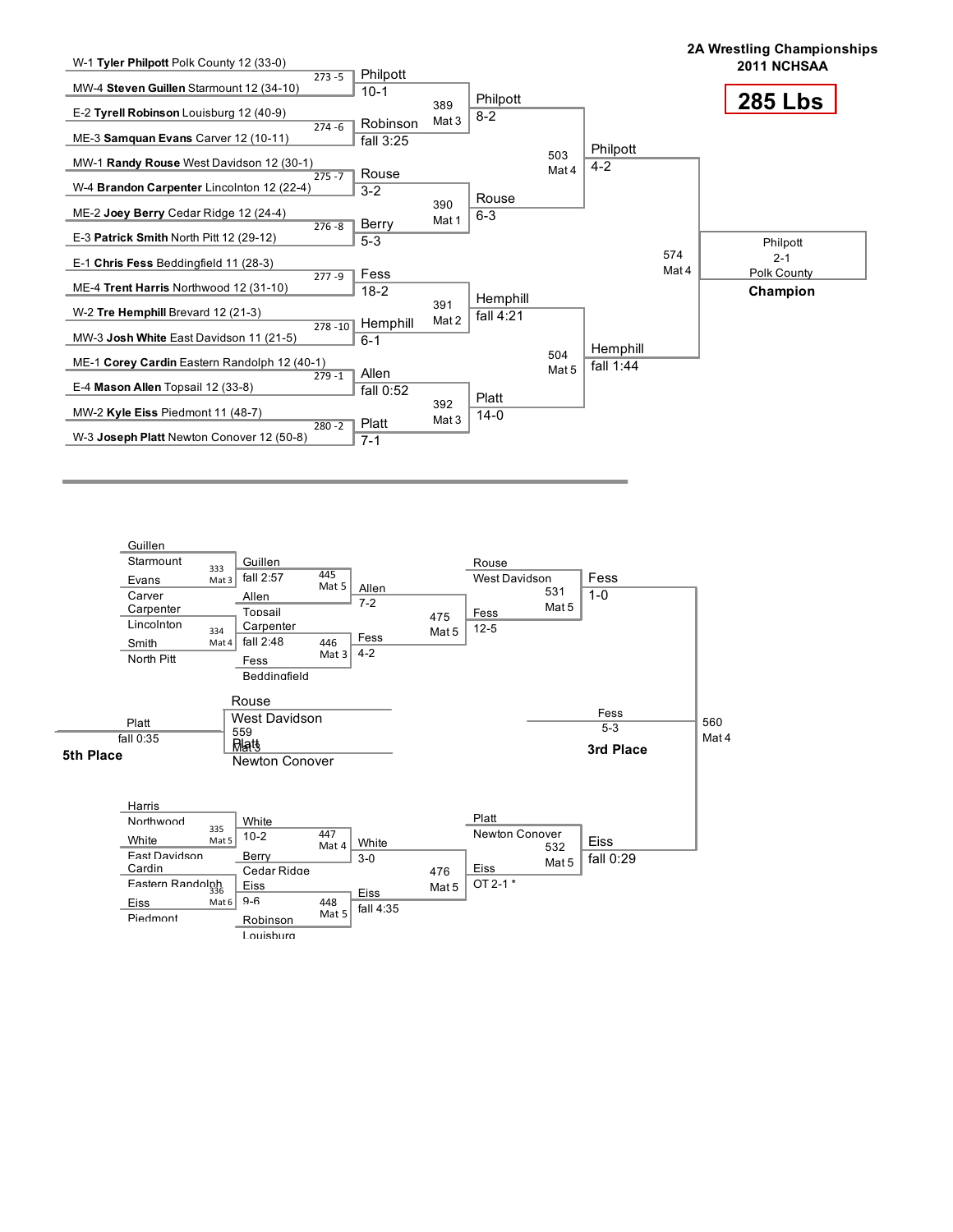**2A Wrestling Championships**
**2011 NCHSAA**

# 285 Lbs

## Championship Bracket

W-1 **Tyler Philpott** Polk County 12 (33-0)
273 -5
MW-4 **Steven Guillen** Starmount 12 (34-10)

Philpott
10-1

E-2 **Tyrell Robinson** Louisburg 12 (40-9)
274 -6
ME-3 **Samquan Evans** Carver 12 (10-11)

Robinson
fall 3:25

389
Mat 3

Philpott
8-2

MW-1 **Randy Rouse** West Davidson 12 (30-1)
275 -7
W-4 **Brandon Carpenter** Lincolnton 12 (22-4)

Rouse
3-2

ME-2 **Joey Berry** Cedar Ridge 12 (24-4)
276 -8
E-3 **Patrick Smith** North Pitt 12 (29-12)

Berry
5-3

390
Mat 1

Rouse
6-3

503
Mat 4

Philpott
4-2

E-1 **Chris Fess** Beddingfield 11 (28-3)
277 -9
ME-4 **Trent Harris** Northwood 12 (31-10)

Fess
18-2

W-2 **Tre Hemphill** Brevard 12 (21-3)
278 -10
MW-3 **Josh White** East Davidson 11 (21-5)

Hemphill
6-1

391
Mat 2

Hemphill
fall 4:21

ME-1 **Corey Cardin** Eastern Randolph 12 (40-1)
279 -1
E-4 **Mason Allen** Topsail 12 (33-8)

Allen
fall 0:52

MW-2 **Kyle Eiss** Piedmont 11 (48-7)
280 -2
W-3 **Joseph Platt** Newton Conover 12 (50-8)

Platt
7-1

392
Mat 3

Platt
14-0

504
Mat 5

Hemphill
fall 1:44

574
Mat 4

Philpott
2-1
Polk County
**Champion**

## Consolation Bracket

Guillen
Starmount
333
Mat 3
Evans
Carver

Guillen
fall 2:57

Allen
Topsail

445
Mat 5

Allen
7-2

Carpenter
Lincolnton
334
Mat 4
Smith
North Pitt

Carpenter
fall 2:48

Fess
Beddingfield

446
Mat 3

Fess
4-2

475
Mat 5

Rouse
West Davidson

Fess
12-5

531
Mat 5

Fess
1-0

Rouse
West Davidson
559
Mat 3
Platt
Newton Conover

Platt
fall 0:35
**5th Place**

Fess
5-3
**3rd Place**

560
Mat 4

Harris
Northwood
335
Mat 5
White
East Davidson

White
10-2

Berry
Cedar Ridge

447
Mat 4

White
3-0

Cardin
Eastern Randolph
336
Mat 6
Eiss
Piedmont

Eiss
9-6

Robinson
Louisburg

448
Mat 5

Eiss
fall 4:35

476
Mat 5

Platt
Newton Conover

Eiss
OT 2-1 *

532
Mat 5

Eiss
fall 0:29